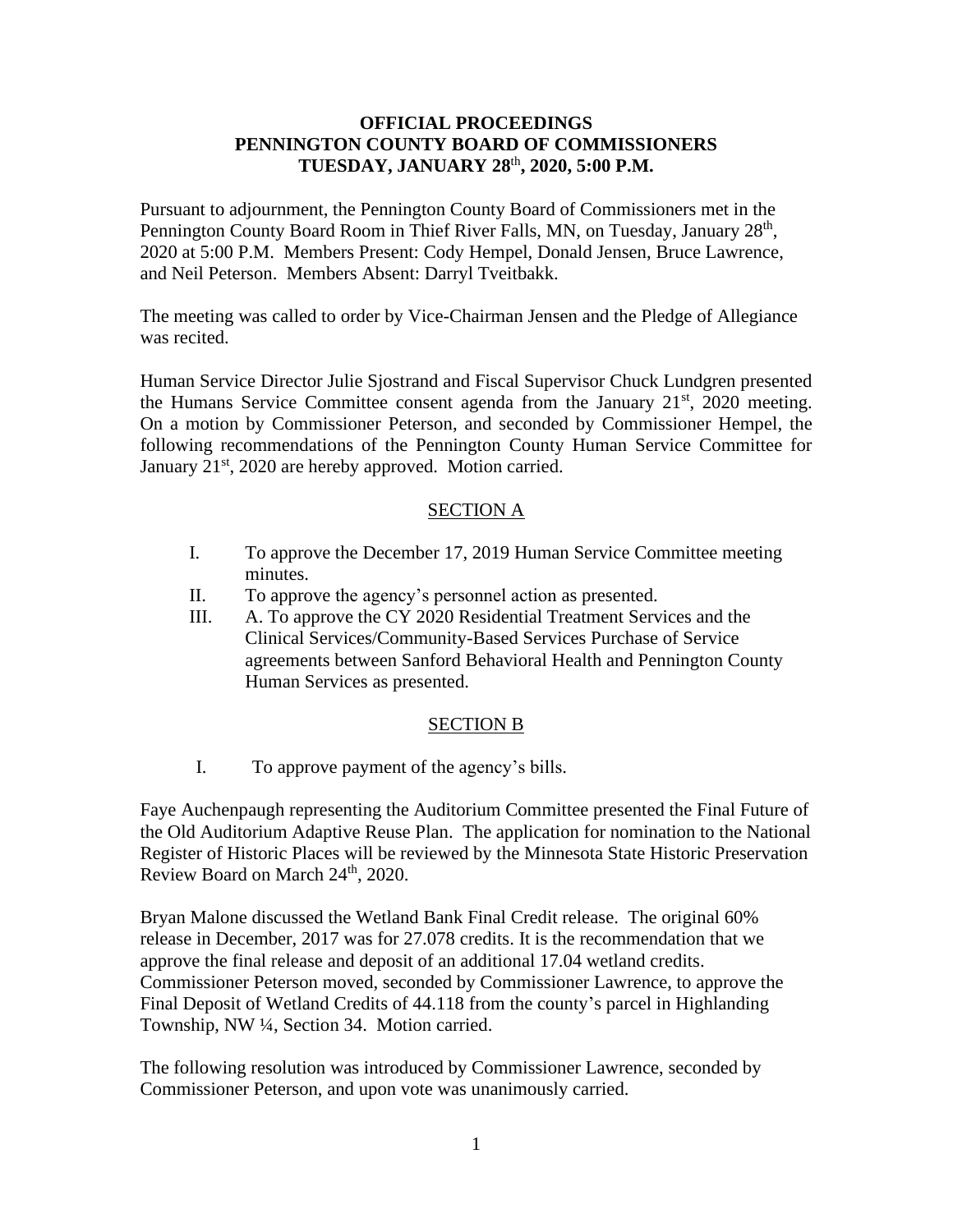# OFFICIAL PROCEEDINGS
# PENNINGTON COUNTY BOARD OF COMMISSIONERS
# TUESDAY, JANUARY 28th, 2020, 5:00 P.M.

Pursuant to adjournment, the Pennington County Board of Commissioners met in the Pennington County Board Room in Thief River Falls, MN, on Tuesday, January 28th, 2020 at 5:00 P.M. Members Present: Cody Hempel, Donald Jensen, Bruce Lawrence, and Neil Peterson. Members Absent: Darryl Tveitbakk.

The meeting was called to order by Vice-Chairman Jensen and the Pledge of Allegiance was recited.

Human Service Director Julie Sjostrand and Fiscal Supervisor Chuck Lundgren presented the Humans Service Committee consent agenda from the January 21st, 2020 meeting. On a motion by Commissioner Peterson, and seconded by Commissioner Hempel, the following recommendations of the Pennington County Human Service Committee for January 21st, 2020 are hereby approved. Motion carried.

## SECTION A

I. To approve the December 17, 2019 Human Service Committee meeting minutes.

II. To approve the agency's personnel action as presented.

III. A. To approve the CY 2020 Residential Treatment Services and the Clinical Services/Community-Based Services Purchase of Service agreements between Sanford Behavioral Health and Pennington County Human Services as presented.

## SECTION B

I. To approve payment of the agency's bills.

Faye Auchenpaugh representing the Auditorium Committee presented the Final Future of the Old Auditorium Adaptive Reuse Plan. The application for nomination to the National Register of Historic Places will be reviewed by the Minnesota State Historic Preservation Review Board on March 24th, 2020.

Bryan Malone discussed the Wetland Bank Final Credit release. The original 60% release in December, 2017 was for 27.078 credits. It is the recommendation that we approve the final release and deposit of an additional 17.04 wetland credits. Commissioner Peterson moved, seconded by Commissioner Lawrence, to approve the Final Deposit of Wetland Credits of 44.118 from the county's parcel in Highlanding Township, NW ¼, Section 34. Motion carried.

The following resolution was introduced by Commissioner Lawrence, seconded by Commissioner Peterson, and upon vote was unanimously carried.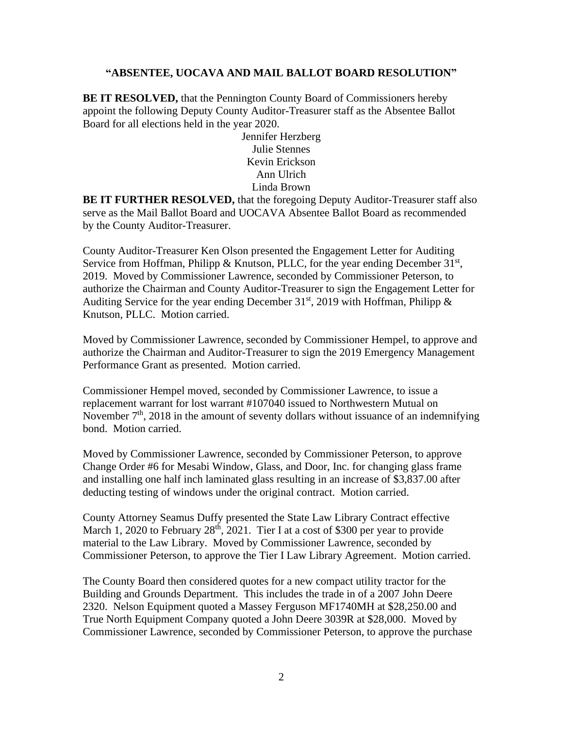**"ABSENTEE, UOCAVA AND MAIL BALLOT BOARD RESOLUTION"**

**BE IT RESOLVED,** that the Pennington County Board of Commissioners hereby appoint the following Deputy County Auditor-Treasurer staff as the Absentee Ballot Board for all elections held in the year 2020.

Jennifer Herzberg
Julie Stennes
Kevin Erickson
Ann Ulrich
Linda Brown

**BE IT FURTHER RESOLVED,** that the foregoing Deputy Auditor-Treasurer staff also serve as the Mail Ballot Board and UOCAVA Absentee Ballot Board as recommended by the County Auditor-Treasurer.

County Auditor-Treasurer Ken Olson presented the Engagement Letter for Auditing Service from Hoffman, Philipp & Knutson, PLLC, for the year ending December 31st, 2019. Moved by Commissioner Lawrence, seconded by Commissioner Peterson, to authorize the Chairman and County Auditor-Treasurer to sign the Engagement Letter for Auditing Service for the year ending December 31st, 2019 with Hoffman, Philipp & Knutson, PLLC. Motion carried.

Moved by Commissioner Lawrence, seconded by Commissioner Hempel, to approve and authorize the Chairman and Auditor-Treasurer to sign the 2019 Emergency Management Performance Grant as presented. Motion carried.

Commissioner Hempel moved, seconded by Commissioner Lawrence, to issue a replacement warrant for lost warrant #107040 issued to Northwestern Mutual on November 7th, 2018 in the amount of seventy dollars without issuance of an indemnifying bond. Motion carried.

Moved by Commissioner Lawrence, seconded by Commissioner Peterson, to approve Change Order #6 for Mesabi Window, Glass, and Door, Inc. for changing glass frame and installing one half inch laminated glass resulting in an increase of $3,837.00 after deducting testing of windows under the original contract. Motion carried.

County Attorney Seamus Duffy presented the State Law Library Contract effective March 1, 2020 to February 28th, 2021. Tier I at a cost of $300 per year to provide material to the Law Library. Moved by Commissioner Lawrence, seconded by Commissioner Peterson, to approve the Tier I Law Library Agreement. Motion carried.

The County Board then considered quotes for a new compact utility tractor for the Building and Grounds Department. This includes the trade in of a 2007 John Deere 2320. Nelson Equipment quoted a Massey Ferguson MF1740MH at $28,250.00 and True North Equipment Company quoted a John Deere 3039R at $28,000. Moved by Commissioner Lawrence, seconded by Commissioner Peterson, to approve the purchase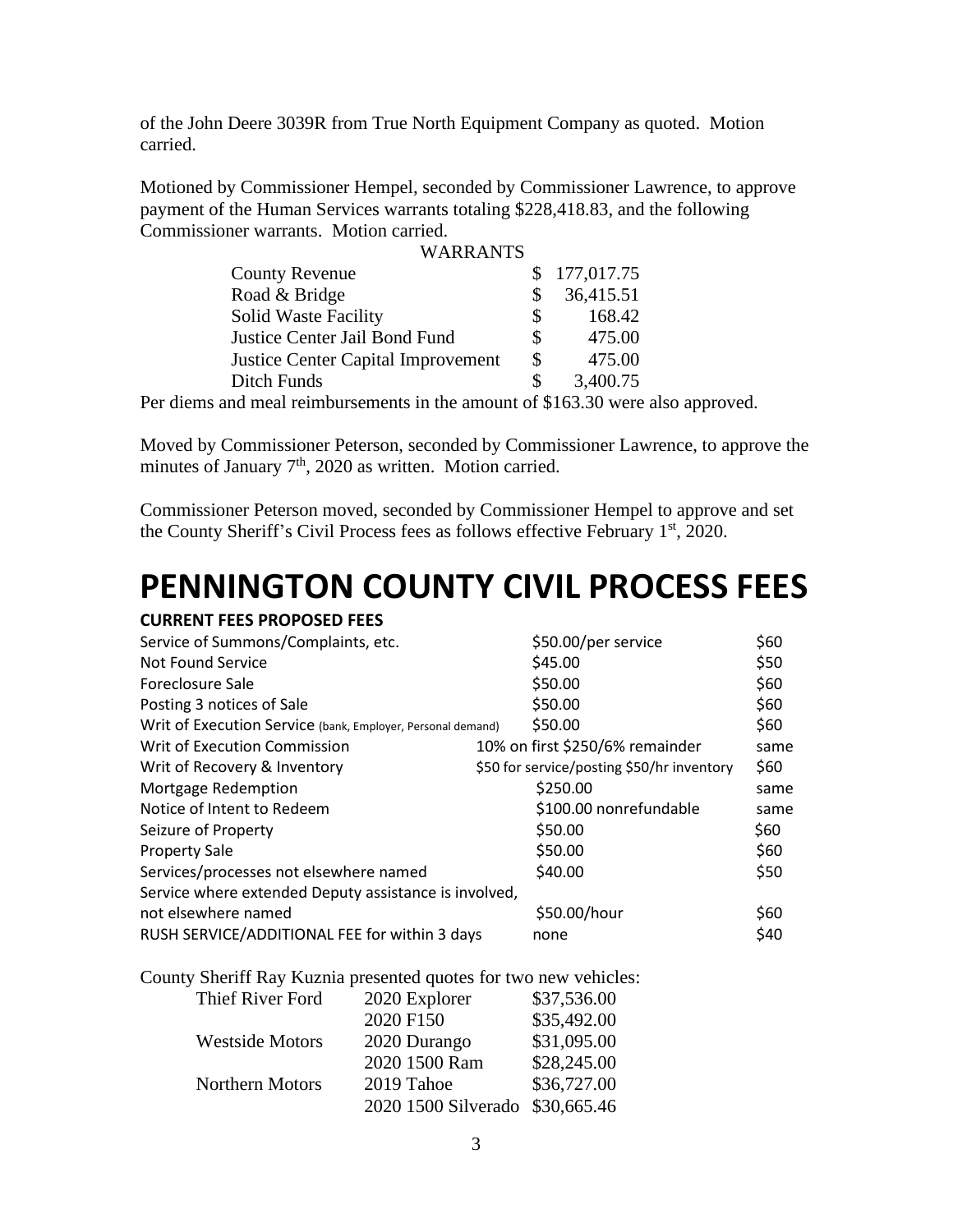of the John Deere 3039R from True North Equipment Company as quoted. Motion carried.

Motioned by Commissioner Hempel, seconded by Commissioner Lawrence, to approve payment of the Human Services warrants totaling $228,418.83, and the following Commissioner warrants. Motion carried.

| WARRANTS | |
|---|---|
| County Revenue | $ 177,017.75 |
| Road & Bridge | $ 36,415.51 |
| Solid Waste Facility | $ 168.42 |
| Justice Center Jail Bond Fund | $ 475.00 |
| Justice Center Capital Improvement | $ 475.00 |
| Ditch Funds | $ 3,400.75 |

Per diems and meal reimbursements in the amount of $163.30 were also approved.

Moved by Commissioner Peterson, seconded by Commissioner Lawrence, to approve the minutes of January 7th, 2020 as written. Motion carried.

Commissioner Peterson moved, seconded by Commissioner Hempel to approve and set the County Sheriff's Civil Process fees as follows effective February 1st, 2020.

# PENNINGTON COUNTY CIVIL PROCESS FEES

**CURRENT FEES PROPOSED FEES**

| | | |
|---|---|---|
| Service of Summons/Complaints, etc. | $50.00/per service | $60 |
| Not Found Service | $45.00 | $50 |
| Foreclosure Sale | $50.00 | $60 |
| Posting 3 notices of Sale | $50.00 | $60 |
| Writ of Execution Service (bank, Employer, Personal demand) | $50.00 | $60 |
| Writ of Execution Commission | 10% on first $250/6% remainder | same |
| Writ of Recovery & Inventory | $50 for service/posting $50/hr inventory | $60 |
| Mortgage Redemption | $250.00 | same |
| Notice of Intent to Redeem | $100.00 nonrefundable | same |
| Seizure of Property | $50.00 | $60 |
| Property Sale | $50.00 | $60 |
| Services/processes not elsewhere named | $40.00 | $50 |
| Service where extended Deputy assistance is involved, not elsewhere named | $50.00/hour | $60 |
| RUSH SERVICE/ADDITIONAL FEE for within 3 days | none | $40 |

County Sheriff Ray Kuznia presented quotes for two new vehicles:

| | | |
|---|---|---|
| Thief River Ford | 2020 Explorer | $37,536.00 |
| | 2020 F150 | $35,492.00 |
| Westside Motors | 2020 Durango | $31,095.00 |
| | 2020 1500 Ram | $28,245.00 |
| Northern Motors | 2019 Tahoe | $36,727.00 |
| | 2020 1500 Silverado | $30,665.46 |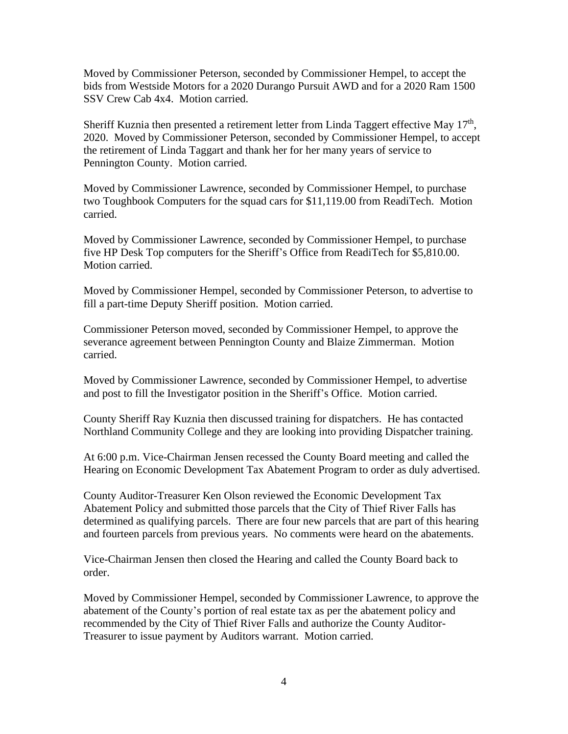Moved by Commissioner Peterson, seconded by Commissioner Hempel, to accept the bids from Westside Motors for a 2020 Durango Pursuit AWD and for a 2020 Ram 1500 SSV Crew Cab 4x4. Motion carried.

Sheriff Kuznia then presented a retirement letter from Linda Taggert effective May 17th, 2020. Moved by Commissioner Peterson, seconded by Commissioner Hempel, to accept the retirement of Linda Taggart and thank her for her many years of service to Pennington County. Motion carried.

Moved by Commissioner Lawrence, seconded by Commissioner Hempel, to purchase two Toughbook Computers for the squad cars for $11,119.00 from ReadiTech. Motion carried.

Moved by Commissioner Lawrence, seconded by Commissioner Hempel, to purchase five HP Desk Top computers for the Sheriff's Office from ReadiTech for $5,810.00. Motion carried.

Moved by Commissioner Hempel, seconded by Commissioner Peterson, to advertise to fill a part-time Deputy Sheriff position. Motion carried.

Commissioner Peterson moved, seconded by Commissioner Hempel, to approve the severance agreement between Pennington County and Blaize Zimmerman. Motion carried.

Moved by Commissioner Lawrence, seconded by Commissioner Hempel, to advertise and post to fill the Investigator position in the Sheriff's Office. Motion carried.

County Sheriff Ray Kuznia then discussed training for dispatchers. He has contacted Northland Community College and they are looking into providing Dispatcher training.

At 6:00 p.m. Vice-Chairman Jensen recessed the County Board meeting and called the Hearing on Economic Development Tax Abatement Program to order as duly advertised.

County Auditor-Treasurer Ken Olson reviewed the Economic Development Tax Abatement Policy and submitted those parcels that the City of Thief River Falls has determined as qualifying parcels. There are four new parcels that are part of this hearing and fourteen parcels from previous years. No comments were heard on the abatements.

Vice-Chairman Jensen then closed the Hearing and called the County Board back to order.

Moved by Commissioner Hempel, seconded by Commissioner Lawrence, to approve the abatement of the County's portion of real estate tax as per the abatement policy and recommended by the City of Thief River Falls and authorize the County Auditor-Treasurer to issue payment by Auditors warrant. Motion carried.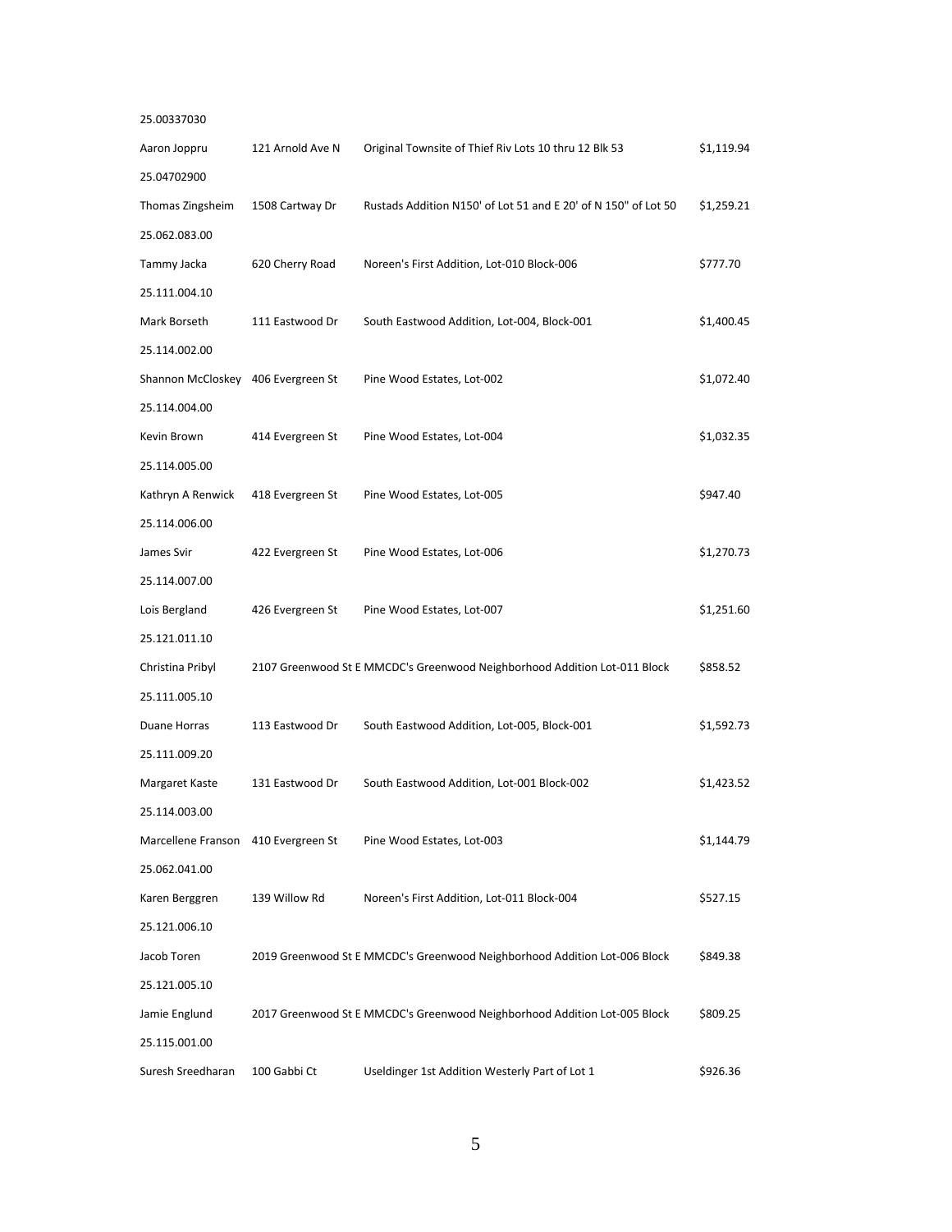25.00337030

| | | | |
|---|---|---|---|
| Aaron Joppru | 121 Arnold Ave N | Original Townsite of Thief Riv Lots 10 thru 12 Blk 53 | $1,119.94 |

25.04702900

| | | | |
|---|---|---|---|
| Thomas Zingsheim | 1508 Cartway Dr | Rustads Addition N150' of Lot 51 and E 20' of N 150" of Lot 50 | $1,259.21 |

25.062.083.00

| | | | |
|---|---|---|---|
| Tammy Jacka | 620 Cherry Road | Noreen's First Addition, Lot-010 Block-006 | $777.70 |

25.111.004.10

| | | | |
|---|---|---|---|
| Mark Borseth | 111 Eastwood Dr | South Eastwood Addition, Lot-004, Block-001 | $1,400.45 |

25.114.002.00

| | | | |
|---|---|---|---|
| Shannon McCloskey | 406 Evergreen St | Pine Wood Estates, Lot-002 | $1,072.40 |

25.114.004.00

| | | | |
|---|---|---|---|
| Kevin Brown | 414 Evergreen St | Pine Wood Estates, Lot-004 | $1,032.35 |

25.114.005.00

| | | | |
|---|---|---|---|
| Kathryn A Renwick | 418 Evergreen St | Pine Wood Estates, Lot-005 | $947.40 |

25.114.006.00

| | | | |
|---|---|---|---|
| James Svir | 422 Evergreen St | Pine Wood Estates, Lot-006 | $1,270.73 |

25.114.007.00

| | | | |
|---|---|---|---|
| Lois Bergland | 426 Evergreen St | Pine Wood Estates, Lot-007 | $1,251.60 |

25.121.011.10

| | | | |
|---|---|---|---|
| Christina Pribyl | 2107 Greenwood St E | MMCDC's Greenwood Neighborhood Addition Lot-011 Block | $858.52 |

25.111.005.10

| | | | |
|---|---|---|---|
| Duane Horras | 113 Eastwood Dr | South Eastwood Addition, Lot-005, Block-001 | $1,592.73 |

25.111.009.20

| | | | |
|---|---|---|---|
| Margaret Kaste | 131 Eastwood Dr | South Eastwood Addition, Lot-001 Block-002 | $1,423.52 |

25.114.003.00

| | | | |
|---|---|---|---|
| Marcellene Franson | 410 Evergreen St | Pine Wood Estates, Lot-003 | $1,144.79 |

25.062.041.00

| | | | |
|---|---|---|---|
| Karen Berggren | 139 Willow Rd | Noreen's First Addition, Lot-011 Block-004 | $527.15 |

25.121.006.10

| | | | |
|---|---|---|---|
| Jacob Toren | 2019 Greenwood St E | MMCDC's Greenwood Neighborhood Addition Lot-006 Block | $849.38 |

25.121.005.10

| | | | |
|---|---|---|---|
| Jamie Englund | 2017 Greenwood St E | MMCDC's Greenwood Neighborhood Addition Lot-005 Block | $809.25 |

25.115.001.00

| | | | |
|---|---|---|---|
| Suresh Sreedharan | 100 Gabbi Ct | Useldinger 1st Addition Westerly Part of Lot 1 | $926.36 |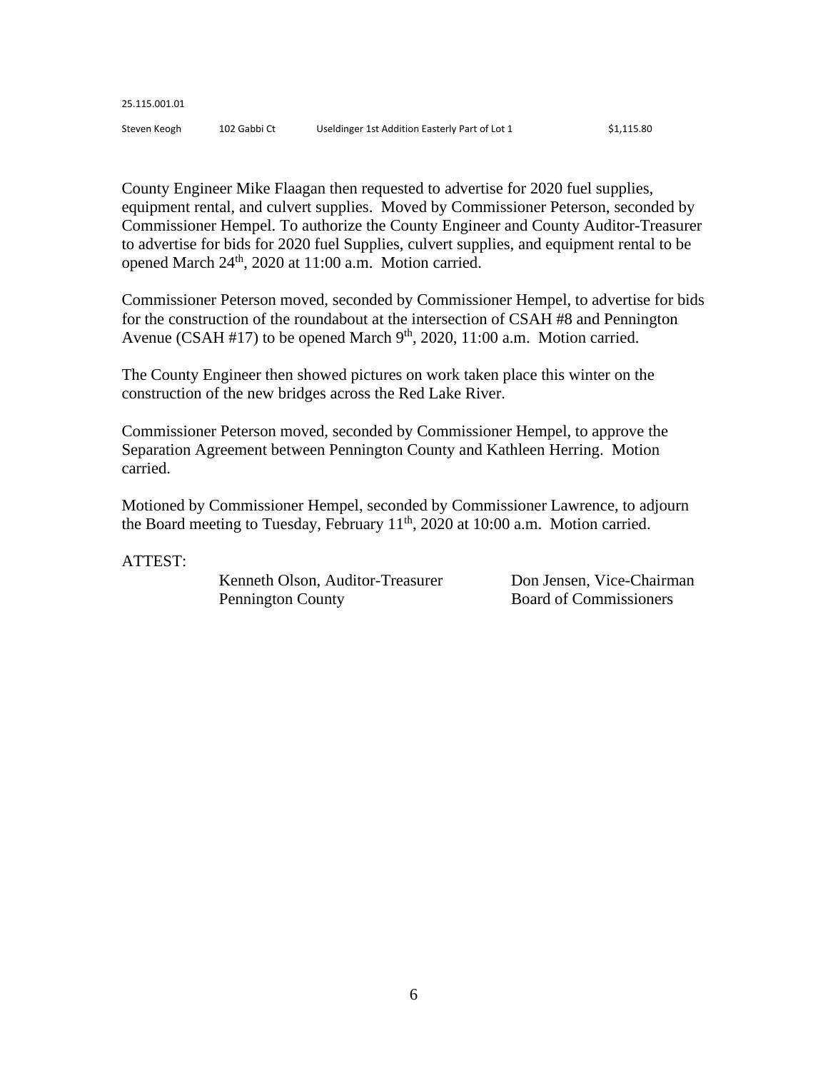25.115.001.01

| | | | |
|---|---|---|---|
| Steven Keogh | 102 Gabbi Ct | Useldinger 1st Addition Easterly Part of Lot 1 | $1,115.80 |

County Engineer Mike Flaagan then requested to advertise for 2020 fuel supplies, equipment rental, and culvert supplies. Moved by Commissioner Peterson, seconded by Commissioner Hempel. To authorize the County Engineer and County Auditor-Treasurer to advertise for bids for 2020 fuel Supplies, culvert supplies, and equipment rental to be opened March 24th, 2020 at 11:00 a.m. Motion carried.

Commissioner Peterson moved, seconded by Commissioner Hempel, to advertise for bids for the construction of the roundabout at the intersection of CSAH #8 and Pennington Avenue (CSAH #17) to be opened March 9th, 2020, 11:00 a.m. Motion carried.

The County Engineer then showed pictures on work taken place this winter on the construction of the new bridges across the Red Lake River.

Commissioner Peterson moved, seconded by Commissioner Hempel, to approve the Separation Agreement between Pennington County and Kathleen Herring. Motion carried.

Motioned by Commissioner Hempel, seconded by Commissioner Lawrence, to adjourn the Board meeting to Tuesday, February 11th, 2020 at 10:00 a.m. Motion carried.

ATTEST:

Kenneth Olson, Auditor-Treasurer
Pennington County

Don Jensen, Vice-Chairman
Board of Commissioners